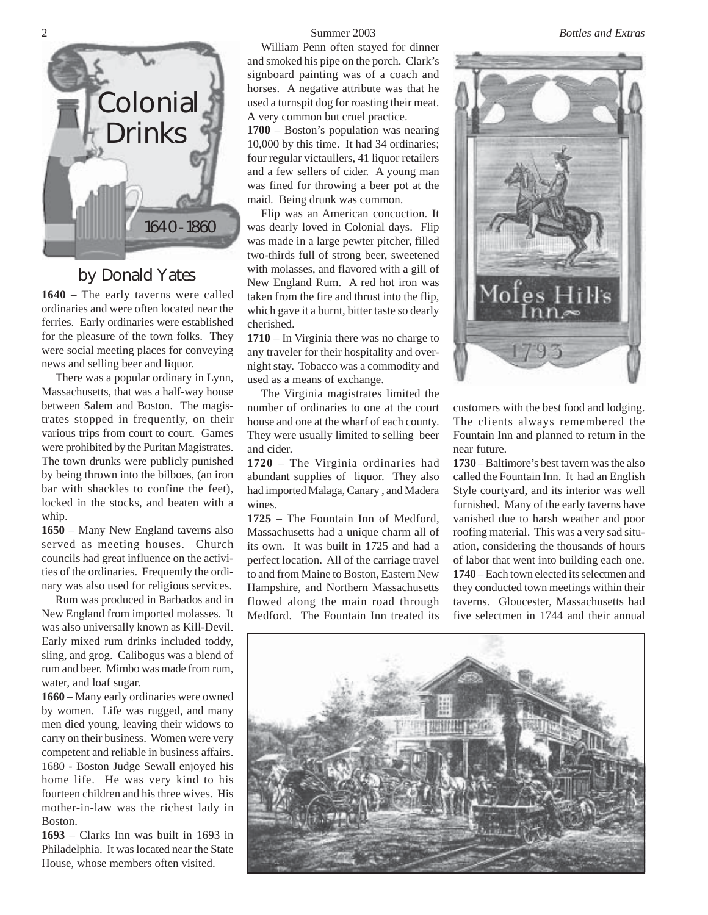# Colonial Drinks

## 1640 - 1860

### by Donald Yates

**1640** – The early taverns were called ordinaries and were often located near the ferries. Early ordinaries were established for the pleasure of the town folks. They were social meeting places for conveying news and selling beer and liquor.

There was a popular ordinary in Lynn, Massachusetts, that was a half-way house between Salem and Boston. The magistrates stopped in frequently, on their various trips from court to court. Games were prohibited by the Puritan Magistrates. The town drunks were publicly punished by being thrown into the bilboes, (an iron bar with shackles to confine the feet), locked in the stocks, and beaten with a whip.

**1650** – Many New England taverns also served as meeting houses. Church councils had great influence on the activities of the ordinaries. Frequently the ordinary was also used for religious services.

Rum was produced in Barbados and in New England from imported molasses. It was also universally known as Kill-Devil. Early mixed rum drinks included toddy, sling, and grog. Calibogus was a blend of rum and beer. Mimbo was made from rum, water, and loaf sugar.

**1660** – Many early ordinaries were owned by women. Life was rugged, and many men died young, leaving their widows to carry on their business. Women were very competent and reliable in business affairs. 1680 - Boston Judge Sewall enjoyed his home life. He was very kind to his fourteen children and his three wives. His mother-in-law was the richest lady in Boston.

**1693** – Clarks Inn was built in 1693 in Philadelphia. It was located near the State House, whose members often visited. William Penn often stayed for dinner and smoked his pipe on the porch. Clark's signboard painting was of a coach and horses. A negative attribute was that he used a turnspit dog for roasting their meat. A very common but cruel practice.

**1700** – Boston's population was nearing 10,000 by this time. It had 34 ordinaries; four regular victaullers, 41 liquor retailers and a few sellers of cider. A young man was fined for throwing a beer pot at the maid. Being drunk was common.

Flip was an American concoction. It was dearly loved in Colonial days. Flip was made in a large pewter pitcher, filled two-thirds full of strong beer, sweetened with molasses, and flavored with a gill of New England Rum. A red hot iron was taken from the fire and thrust into the flip, which gave it a burnt, bitter taste so dearly cherished.

**1710** – In Virginia there was no charge to any traveler for their hospitality and overnight stay. Tobacco was a commodity and used as a means of exchange.

The Virginia magistrates limited the number of ordinaries to one at the court house and one at the wharf of each county. They were usually limited to selling beer and cider.

**1720** – The Virginia ordinaries had abundant supplies of liquor. They also had imported Malaga, Canary , and Madera wines.

**1725** – The Fountain Inn of Medford, Massachusetts had a unique charm all of its own. It was built in 1725 and had a perfect location. All of the carriage travel to and from Maine to Boston, Eastern New Hampshire, and Northern Massachusetts flowed along the main road through Medford. The Fountain Inn treated its customers with the best food and lodging. The clients always remembered the Fountain Inn and planned to return in the near future.

Mofes Hill's Inn.
1793

**1730** – Baltimore's best tavern was the also called the Fountain Inn. It had an English Style courtyard, and its interior was well furnished. Many of the early taverns have vanished due to harsh weather and poor roofing material. This was a very sad situation, considering the thousands of hours of labor that went into building each one.

**1740** – Each town elected its selectmen and they conducted town meetings within their taverns. Gloucester, Massachusetts had five selectmen in 1744 and their annual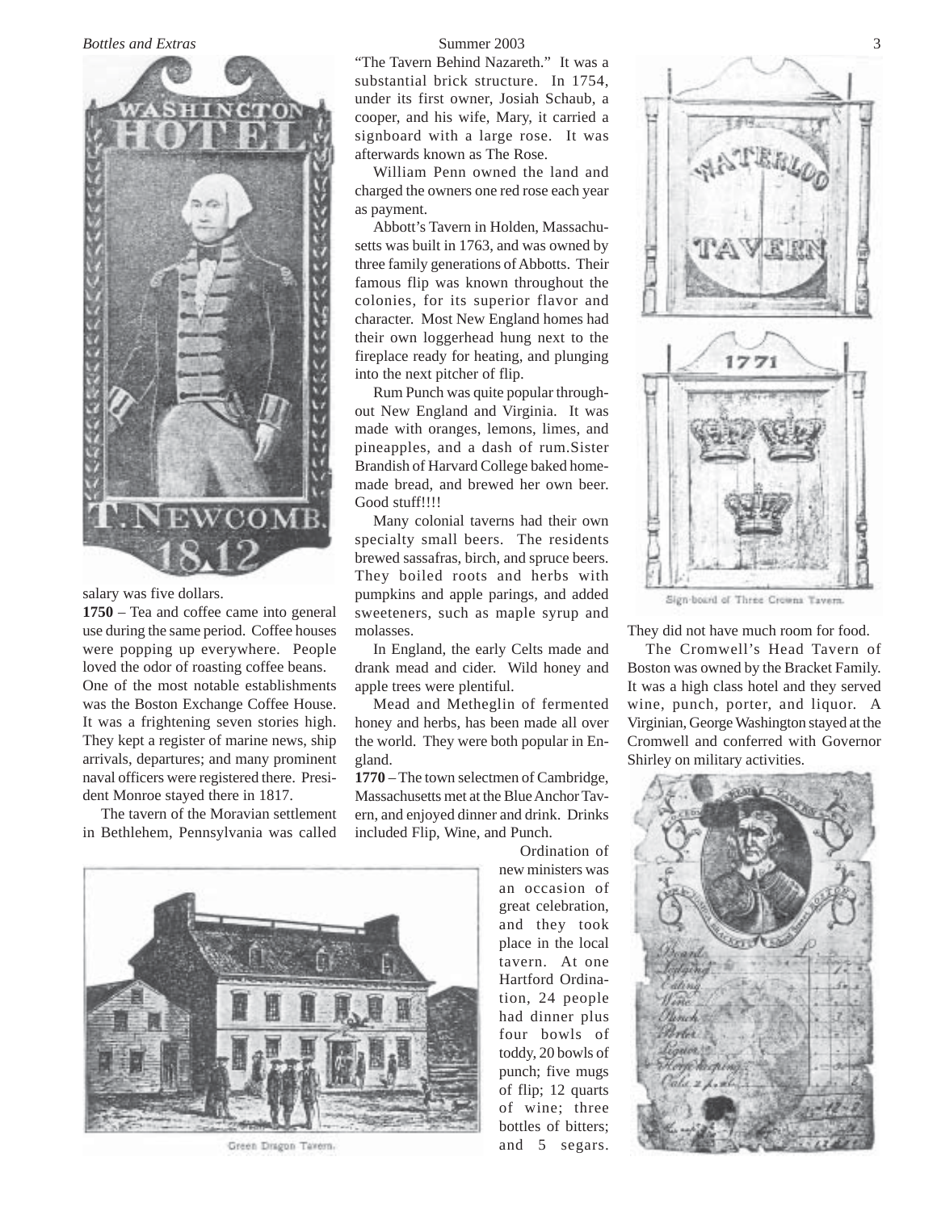salary was five dollars.

**1750** – Tea and coffee came into general use during the same period. Coffee houses were popping up everywhere. People loved the odor of roasting coffee beans. One of the most notable establishments was the Boston Exchange Coffee House. It was a frightening seven stories high. They kept a register of marine news, ship arrivals, departures; and many prominent naval officers were registered there. President Monroe stayed there in 1817.

The tavern of the Moravian settlement in Bethlehem, Pennsylvania was called "The Tavern Behind Nazareth." It was a substantial brick structure. In 1754, under its first owner, Josiah Schaub, a cooper, and his wife, Mary, it carried a signboard with a large rose. It was afterwards known as The Rose.

William Penn owned the land and charged the owners one red rose each year as payment.

Abbott's Tavern in Holden, Massachusetts was built in 1763, and was owned by three family generations of Abbotts. Their famous flip was known throughout the colonies, for its superior flavor and character. Most New England homes had their own loggerhead hung next to the fireplace ready for heating, and plunging into the next pitcher of flip.

Rum Punch was quite popular throughout New England and Virginia. It was made with oranges, lemons, limes, and pineapples, and a dash of rum.Sister Brandish of Harvard College baked homemade bread, and brewed her own beer. Good stuff!!!!

Many colonial taverns had their own specialty small beers. The residents brewed sassafras, birch, and spruce beers. They boiled roots and herbs with pumpkins and apple parings, and added sweeteners, such as maple syrup and molasses.

In England, the early Celts made and drank mead and cider. Wild honey and apple trees were plentiful.

Mead and Metheglin of fermented honey and herbs, has been made all over the world. They were both popular in England.

**1770** – The town selectmen of Cambridge, Massachusetts met at the Blue Anchor Tavern, and enjoyed dinner and drink. Drinks included Flip, Wine, and Punch.

Ordination of new ministers was an occasion of great celebration, and they took place in the local tavern. At one Hartford Ordination, 24 people had dinner plus four bowls of toddy, 20 bowls of punch; five mugs of flip; 12 quarts of wine; three bottles of bitters; and 5 segars. They did not have much room for food.

Green Dragon Tavern.

Sign-board of Three Crowns Tavern.

The Cromwell's Head Tavern of Boston was owned by the Bracket Family. It was a high class hotel and they served wine, punch, porter, and liquor. A Virginian, George Washington stayed at the Cromwell and conferred with Governor Shirley on military activities.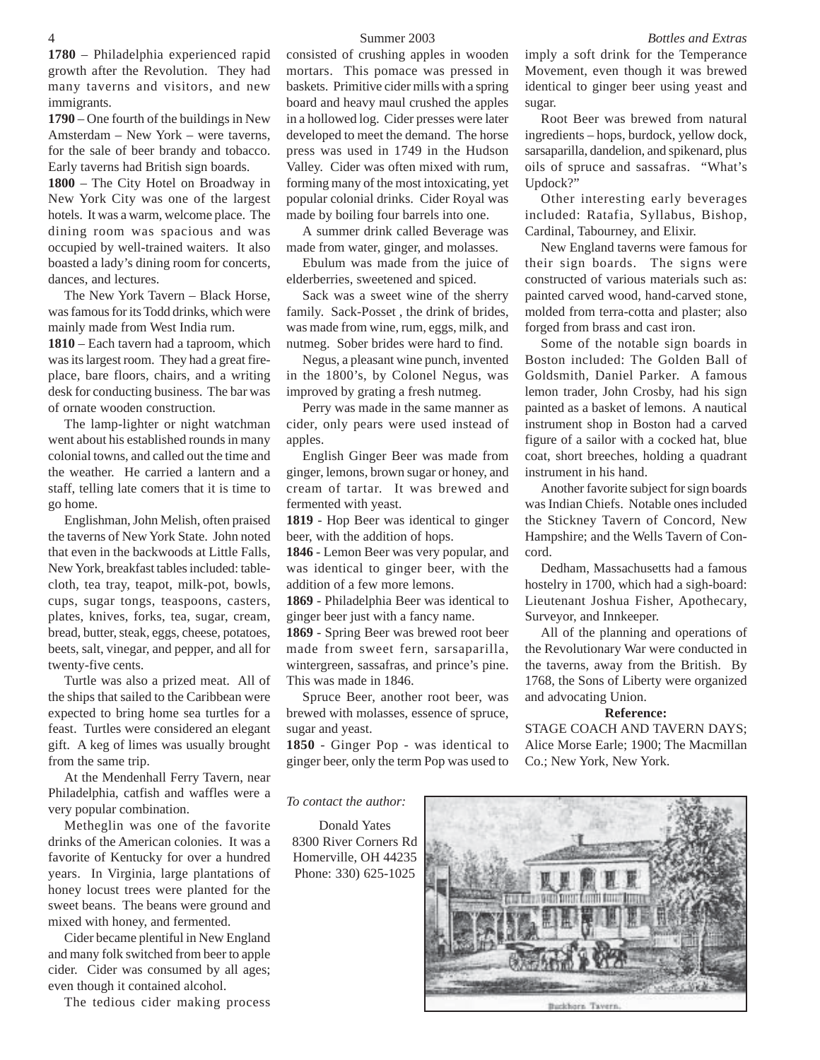**1780** – Philadelphia experienced rapid growth after the Revolution. They had many taverns and visitors, and new immigrants.

**1790** – One fourth of the buildings in New Amsterdam – New York – were taverns, for the sale of beer brandy and tobacco. Early taverns had British sign boards.

**1800** – The City Hotel on Broadway in New York City was one of the largest hotels. It was a warm, welcome place. The dining room was spacious and was occupied by well-trained waiters. It also boasted a lady's dining room for concerts, dances, and lectures.

The New York Tavern – Black Horse, was famous for its Todd drinks, which were mainly made from West India rum.

**1810** – Each tavern had a taproom, which was its largest room. They had a great fireplace, bare floors, chairs, and a writing desk for conducting business. The bar was of ornate wooden construction.

The lamp-lighter or night watchman went about his established rounds in many colonial towns, and called out the time and the weather. He carried a lantern and a staff, telling late comers that it is time to go home.

Englishman, John Melish, often praised the taverns of New York State. John noted that even in the backwoods at Little Falls, New York, breakfast tables included: tablecloth, tea tray, teapot, milk-pot, bowls, cups, sugar tongs, teaspoons, casters, plates, knives, forks, tea, sugar, cream, bread, butter, steak, eggs, cheese, potatoes, beets, salt, vinegar, and pepper, and all for twenty-five cents.

Turtle was also a prized meat. All of the ships that sailed to the Caribbean were expected to bring home sea turtles for a feast. Turtles were considered an elegant gift. A keg of limes was usually brought from the same trip.

At the Mendenhall Ferry Tavern, near Philadelphia, catfish and waffles were a very popular combination.

Metheglin was one of the favorite drinks of the American colonies. It was a favorite of Kentucky for over a hundred years. In Virginia, large plantations of honey locust trees were planted for the sweet beans. The beans were ground and mixed with honey, and fermented.

Cider became plentiful in New England and many folk switched from beer to apple cider. Cider was consumed by all ages; even though it contained alcohol.

The tedious cider making process consisted of crushing apples in wooden mortars. This pomace was pressed in baskets. Primitive cider mills with a spring board and heavy maul crushed the apples in a hollowed log. Cider presses were later developed to meet the demand. The horse press was used in 1749 in the Hudson Valley. Cider was often mixed with rum, forming many of the most intoxicating, yet popular colonial drinks. Cider Royal was made by boiling four barrels into one.

A summer drink called Beverage was made from water, ginger, and molasses.

Ebulum was made from the juice of elderberries, sweetened and spiced.

Sack was a sweet wine of the sherry family. Sack-Posset , the drink of brides, was made from wine, rum, eggs, milk, and nutmeg. Sober brides were hard to find.

Negus, a pleasant wine punch, invented in the 1800's, by Colonel Negus, was improved by grating a fresh nutmeg.

Perry was made in the same manner as cider, only pears were used instead of apples.

English Ginger Beer was made from ginger, lemons, brown sugar or honey, and cream of tartar. It was brewed and fermented with yeast.

**1819** - Hop Beer was identical to ginger beer, with the addition of hops.

**1846** - Lemon Beer was very popular, and was identical to ginger beer, with the addition of a few more lemons.

**1869** - Philadelphia Beer was identical to ginger beer just with a fancy name.

**1869** - Spring Beer was brewed root beer made from sweet fern, sarsaparilla, wintergreen, sassafras, and prince's pine. This was made in 1846.

Spruce Beer, another root beer, was brewed with molasses, essence of spruce, sugar and yeast.

**1850** - Ginger Pop - was identical to ginger beer, only the term Pop was used to imply a soft drink for the Temperance Movement, even though it was brewed identical to ginger beer using yeast and sugar.

Root Beer was brewed from natural ingredients – hops, burdock, yellow dock, sarsaparilla, dandelion, and spikenard, plus oils of spruce and sassafras. "What's Updock?"

Other interesting early beverages included: Ratafia, Syllabus, Bishop, Cardinal, Tabourney, and Elixir.

New England taverns were famous for their sign boards. The signs were constructed of various materials such as: painted carved wood, hand-carved stone, molded from terra-cotta and plaster; also forged from brass and cast iron.

Some of the notable sign boards in Boston included: The Golden Ball of Goldsmith, Daniel Parker. A famous lemon trader, John Crosby, had his sign painted as a basket of lemons. A nautical instrument shop in Boston had a carved figure of a sailor with a cocked hat, blue coat, short breeches, holding a quadrant instrument in his hand.

Another favorite subject for sign boards was Indian Chiefs. Notable ones included the Stickney Tavern of Concord, New Hampshire; and the Wells Tavern of Concord.

Dedham, Massachusetts had a famous hostelry in 1700, which had a sigh-board: Lieutenant Joshua Fisher, Apothecary, Surveyor, and Innkeeper.

All of the planning and operations of the Revolutionary War were conducted in the taverns, away from the British. By 1768, the Sons of Liberty were organized and advocating Union.

**Reference:**

STAGE COACH AND TAVERN DAYS; Alice Morse Earle; 1900; The Macmillan Co.; New York, New York.

*To contact the author:*

Donald Yates
8300 River Corners Rd
Homerville, OH 44235
Phone: 330) 625-1025

Buckhorn Tavern.